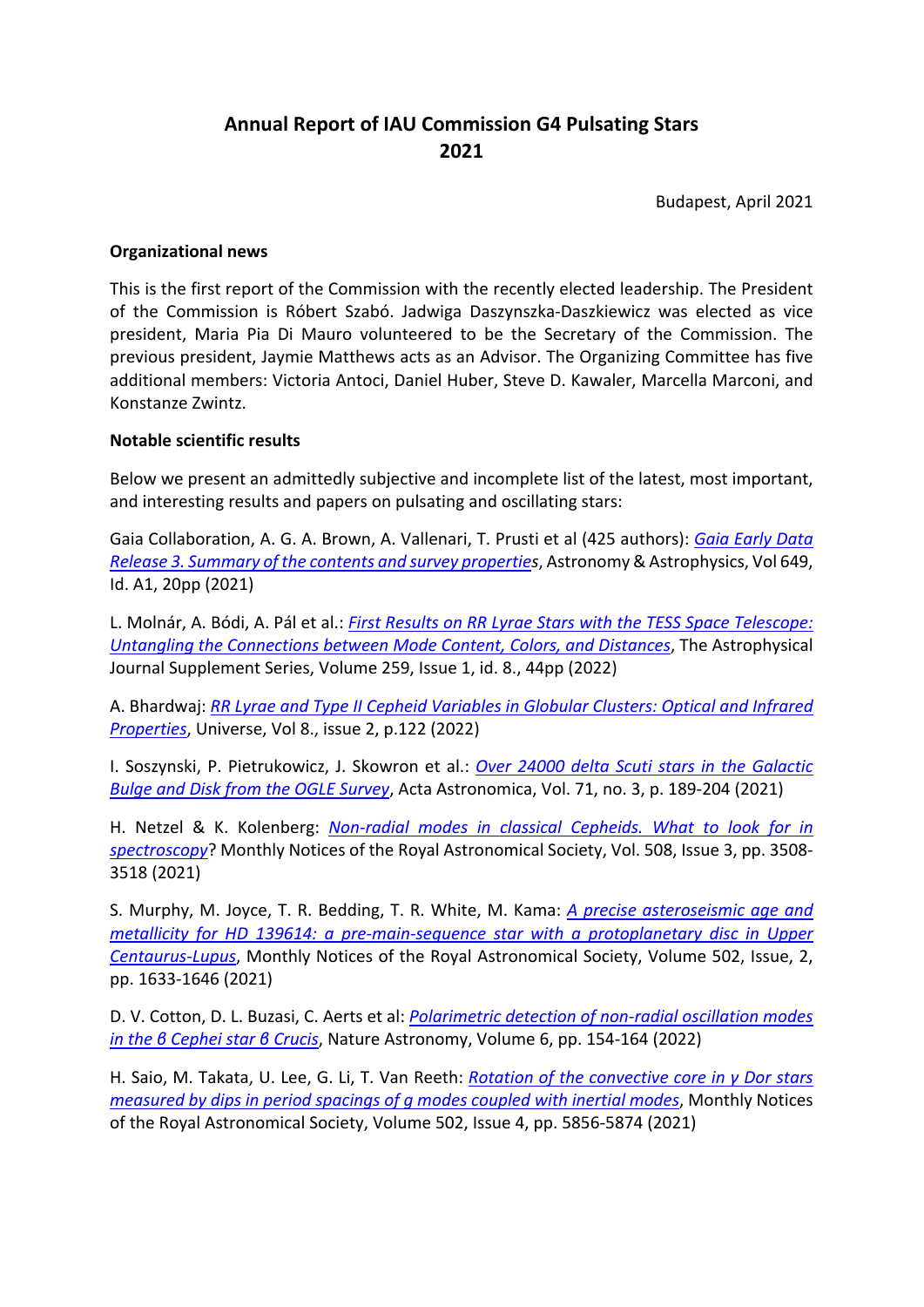# Annual Report of IAU Commission G4 Pulsating Stars 2021

Budapest, April 2021

**Organizational news**

This is the first report of the Commission with the recently elected leadership. The President of the Commission is Róbert Szabó. Jadwiga Daszynszka-Daszkiewicz was elected as vice president, Maria Pia Di Mauro volunteered to be the Secretary of the Commission. The previous president, Jaymie Matthews acts as an Advisor. The Organizing Committee has five additional members: Victoria Antoci, Daniel Huber, Steve D. Kawaler, Marcella Marconi, and Konstanze Zwintz.

**Notable scientific results**

Below we present an admittedly subjective and incomplete list of the latest, most important, and interesting results and papers on pulsating and oscillating stars:

Gaia Collaboration, A. G. A. Brown, A. Vallenari, T. Prusti et al (425 authors): *Gaia Early Data Release 3. Summary of the contents and survey properties*, Astronomy & Astrophysics, Vol 649, Id. A1, 20pp (2021)

L. Molnár, A. Bódi, A. Pál et al.: *First Results on RR Lyrae Stars with the TESS Space Telescope: Untangling the Connections between Mode Content, Colors, and Distances*, The Astrophysical Journal Supplement Series, Volume 259, Issue 1, id. 8., 44pp (2022)

A. Bhardwaj: *RR Lyrae and Type II Cepheid Variables in Globular Clusters: Optical and Infrared Properties*, Universe, Vol 8., issue 2, p.122 (2022)

I. Soszynski, P. Pietrukowicz, J. Skowron et al.: *Over 24000 delta Scuti stars in the Galactic Bulge and Disk from the OGLE Survey*, Acta Astronomica, Vol. 71, no. 3, p. 189-204 (2021)

H. Netzel & K. Kolenberg: *Non-radial modes in classical Cepheids. What to look for in spectroscopy*? Monthly Notices of the Royal Astronomical Society, Vol. 508, Issue 3, pp. 3508-3518 (2021)

S. Murphy, M. Joyce, T. R. Bedding, T. R. White, M. Kama: *A precise asteroseismic age and metallicity for HD 139614: a pre-main-sequence star with a protoplanetary disc in Upper Centaurus-Lupus*, Monthly Notices of the Royal Astronomical Society, Volume 502, Issue, 2, pp. 1633-1646 (2021)

D. V. Cotton, D. L. Buzasi, C. Aerts et al: *Polarimetric detection of non-radial oscillation modes in the β Cephei star β Crucis*, Nature Astronomy, Volume 6, pp. 154-164 (2022)

H. Saio, M. Takata, U. Lee, G. Li, T. Van Reeth: *Rotation of the convective core in γ Dor stars measured by dips in period spacings of g modes coupled with inertial modes*, Monthly Notices of the Royal Astronomical Society, Volume 502, Issue 4, pp. 5856-5874 (2021)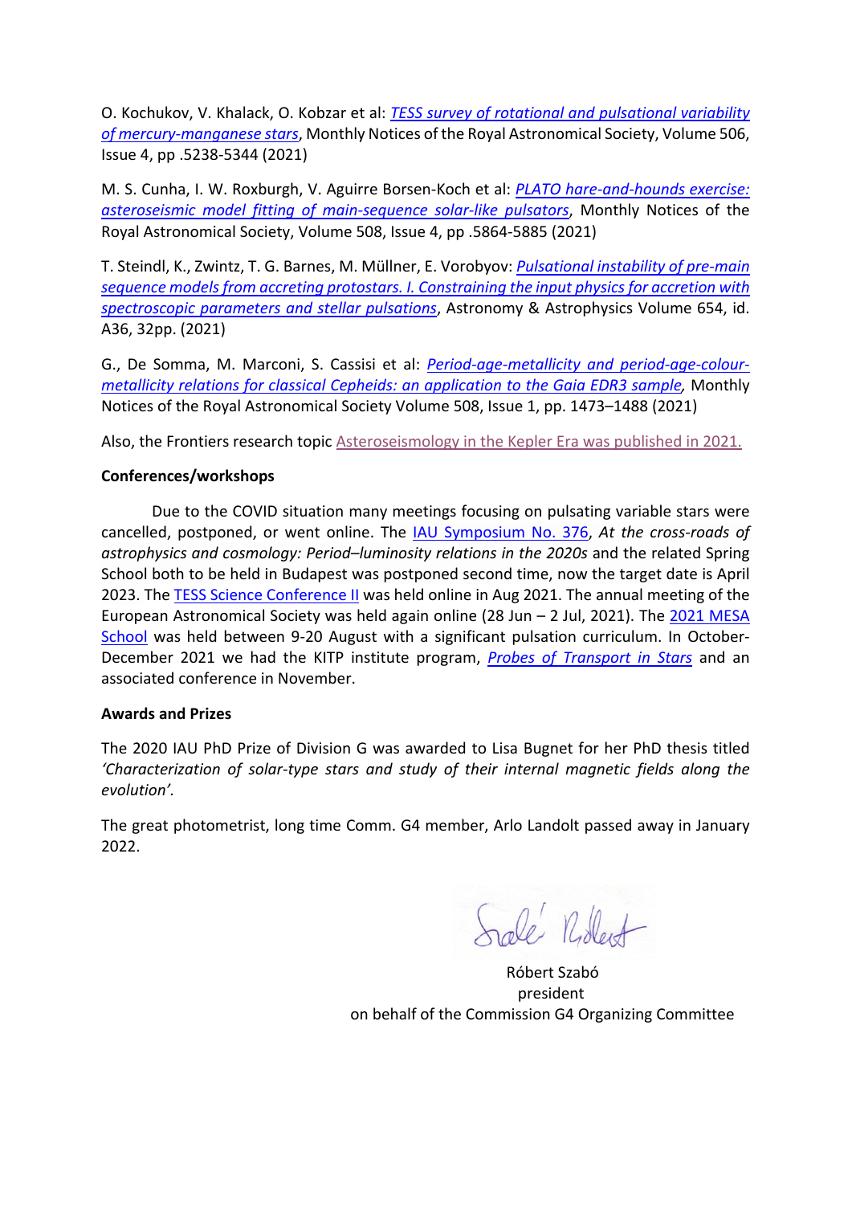O. Kochukov, V. Khalack, O. Kobzar et al: *TESS survey of rotational and pulsational variability of mercury-manganese stars*, Monthly Notices of the Royal Astronomical Society, Volume 506, Issue 4, pp .5238-5344 (2021)

M. S. Cunha, I. W. Roxburgh, V. Aguirre Borsen-Koch et al: *PLATO hare-and-hounds exercise: asteroseismic model fitting of main-sequence solar-like pulsators*, Monthly Notices of the Royal Astronomical Society, Volume 508, Issue 4, pp .5864-5885 (2021)

T. Steindl, K., Zwintz, T. G. Barnes, M. Müllner, E. Vorobyov: *Pulsational instability of pre-main sequence models from accreting protostars. I. Constraining the input physics for accretion with spectroscopic parameters and stellar pulsations*, Astronomy & Astrophysics Volume 654, id. A36, 32pp. (2021)

G., De Somma, M. Marconi, S. Cassisi et al: *Period-age-metallicity and period-age-colour-metallicity relations for classical Cepheids: an application to the Gaia EDR3 sample*, Monthly Notices of the Royal Astronomical Society Volume 508, Issue 1, pp. 1473–1488 (2021)

Also, the Frontiers research topic Asteroseismology in the Kepler Era was published in 2021.

**Conferences/workshops**

Due to the COVID situation many meetings focusing on pulsating variable stars were cancelled, postponed, or went online. The IAU Symposium No. 376, *At the cross-roads of astrophysics and cosmology: Period–luminosity relations in the 2020s* and the related Spring School both to be held in Budapest was postponed second time, now the target date is April 2023. The TESS Science Conference II was held online in Aug 2021. The annual meeting of the European Astronomical Society was held again online (28 Jun – 2 Jul, 2021). The 2021 MESA School was held between 9-20 August with a significant pulsation curriculum. In October-December 2021 we had the KITP institute program, *Probes of Transport in Stars* and an associated conference in November.

**Awards and Prizes**

The 2020 IAU PhD Prize of Division G was awarded to Lisa Bugnet for her PhD thesis titled *'Characterization of solar-type stars and study of their internal magnetic fields along the evolution'.*

The great photometrist, long time Comm. G4 member, Arlo Landolt passed away in January 2022.

Róbert Szabó
president
on behalf of the Commission G4 Organizing Committee